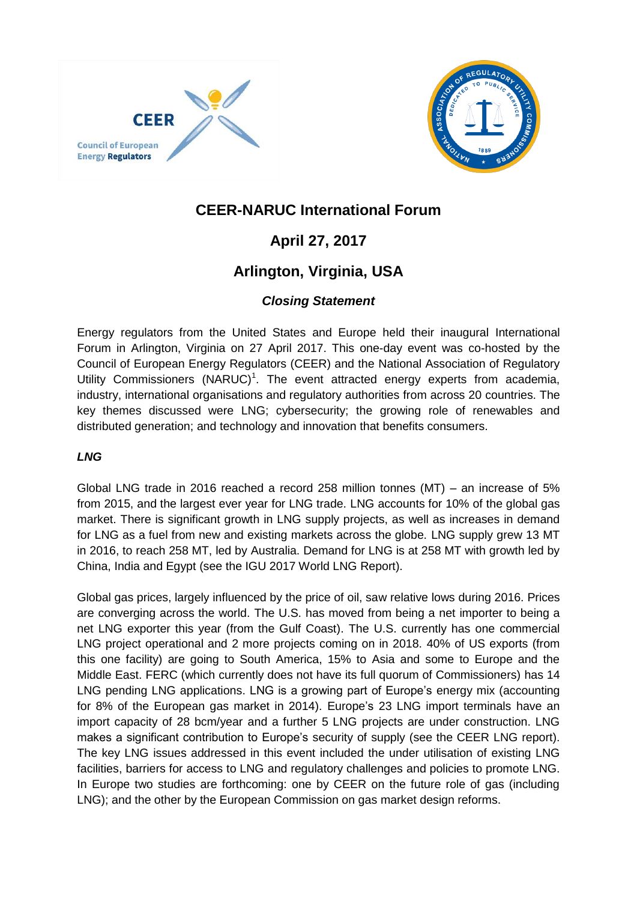# CEER-NARUC International Forum

## April 27, 2017

## Arlington, Virginia, USA

### *Closing Statement*

Energy regulators from the United States and Europe held their inaugural International Forum in Arlington, Virginia on 27 April 2017. This one-day event was co-hosted by the Council of European Energy Regulators (CEER) and the National Association of Regulatory Utility Commissioners (NARUC)[1]. The event attracted energy experts from academia, industry, international organisations and regulatory authorities from across 20 countries. The key themes discussed were LNG; cybersecurity; the growing role of renewables and distributed generation; and technology and innovation that benefits consumers.

#### *LNG*

Global LNG trade in 2016 reached a record 258 million tonnes (MT) – an increase of 5% from 2015, and the largest ever year for LNG trade. LNG accounts for 10% of the global gas market. There is significant growth in LNG supply projects, as well as increases in demand for LNG as a fuel from new and existing markets across the globe. LNG supply grew 13 MT in 2016, to reach 258 MT, led by Australia. Demand for LNG is at 258 MT with growth led by China, India and Egypt (see the IGU 2017 World LNG Report).

Global gas prices, largely influenced by the price of oil, saw relative lows during 2016. Prices are converging across the world. The U.S. has moved from being a net importer to being a net LNG exporter this year (from the Gulf Coast). The U.S. currently has one commercial LNG project operational and 2 more projects coming on in 2018. 40% of US exports (from this one facility) are going to South America, 15% to Asia and some to Europe and the Middle East. FERC (which currently does not have its full quorum of Commissioners) has 14 LNG pending LNG applications. LNG is a growing part of Europe's energy mix (accounting for 8% of the European gas market in 2014). Europe's 23 LNG import terminals have an import capacity of 28 bcm/year and a further 5 LNG projects are under construction. LNG makes a significant contribution to Europe's security of supply (see the CEER LNG report). The key LNG issues addressed in this event included the under utilisation of existing LNG facilities, barriers for access to LNG and regulatory challenges and policies to promote LNG. In Europe two studies are forthcoming: one by CEER on the future role of gas (including LNG); and the other by the European Commission on gas market design reforms.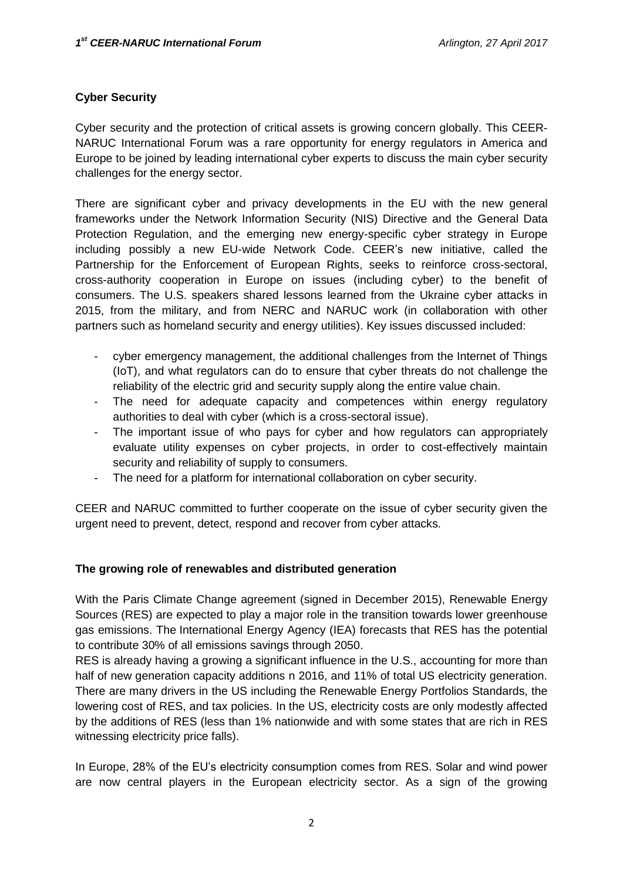## Cyber Security

Cyber security and the protection of critical assets is growing concern globally. This CEER-NARUC International Forum was a rare opportunity for energy regulators in America and Europe to be joined by leading international cyber experts to discuss the main cyber security challenges for the energy sector.

There are significant cyber and privacy developments in the EU with the new general frameworks under the Network Information Security (NIS) Directive and the General Data Protection Regulation, and the emerging new energy-specific cyber strategy in Europe including possibly a new EU-wide Network Code. CEER's new initiative, called the Partnership for the Enforcement of European Rights, seeks to reinforce cross-sectoral, cross-authority cooperation in Europe on issues (including cyber) to the benefit of consumers. The U.S. speakers shared lessons learned from the Ukraine cyber attacks in 2015, from the military, and from NERC and NARUC work (in collaboration with other partners such as homeland security and energy utilities). Key issues discussed included:

- cyber emergency management, the additional challenges from the Internet of Things (IoT), and what regulators can do to ensure that cyber threats do not challenge the reliability of the electric grid and security supply along the entire value chain.
- The need for adequate capacity and competences within energy regulatory authorities to deal with cyber (which is a cross-sectoral issue).
- The important issue of who pays for cyber and how regulators can appropriately evaluate utility expenses on cyber projects, in order to cost-effectively maintain security and reliability of supply to consumers.
- The need for a platform for international collaboration on cyber security.

CEER and NARUC committed to further cooperate on the issue of cyber security given the urgent need to prevent, detect, respond and recover from cyber attacks.

## The growing role of renewables and distributed generation

With the Paris Climate Change agreement (signed in December 2015), Renewable Energy Sources (RES) are expected to play a major role in the transition towards lower greenhouse gas emissions. The International Energy Agency (IEA) forecasts that RES has the potential to contribute 30% of all emissions savings through 2050.

RES is already having a growing a significant influence in the U.S., accounting for more than half of new generation capacity additions n 2016, and 11% of total US electricity generation. There are many drivers in the US including the Renewable Energy Portfolios Standards, the lowering cost of RES, and tax policies. In the US, electricity costs are only modestly affected by the additions of RES (less than 1% nationwide and with some states that are rich in RES witnessing electricity price falls).

In Europe, 28% of the EU's electricity consumption comes from RES. Solar and wind power are now central players in the European electricity sector. As a sign of the growing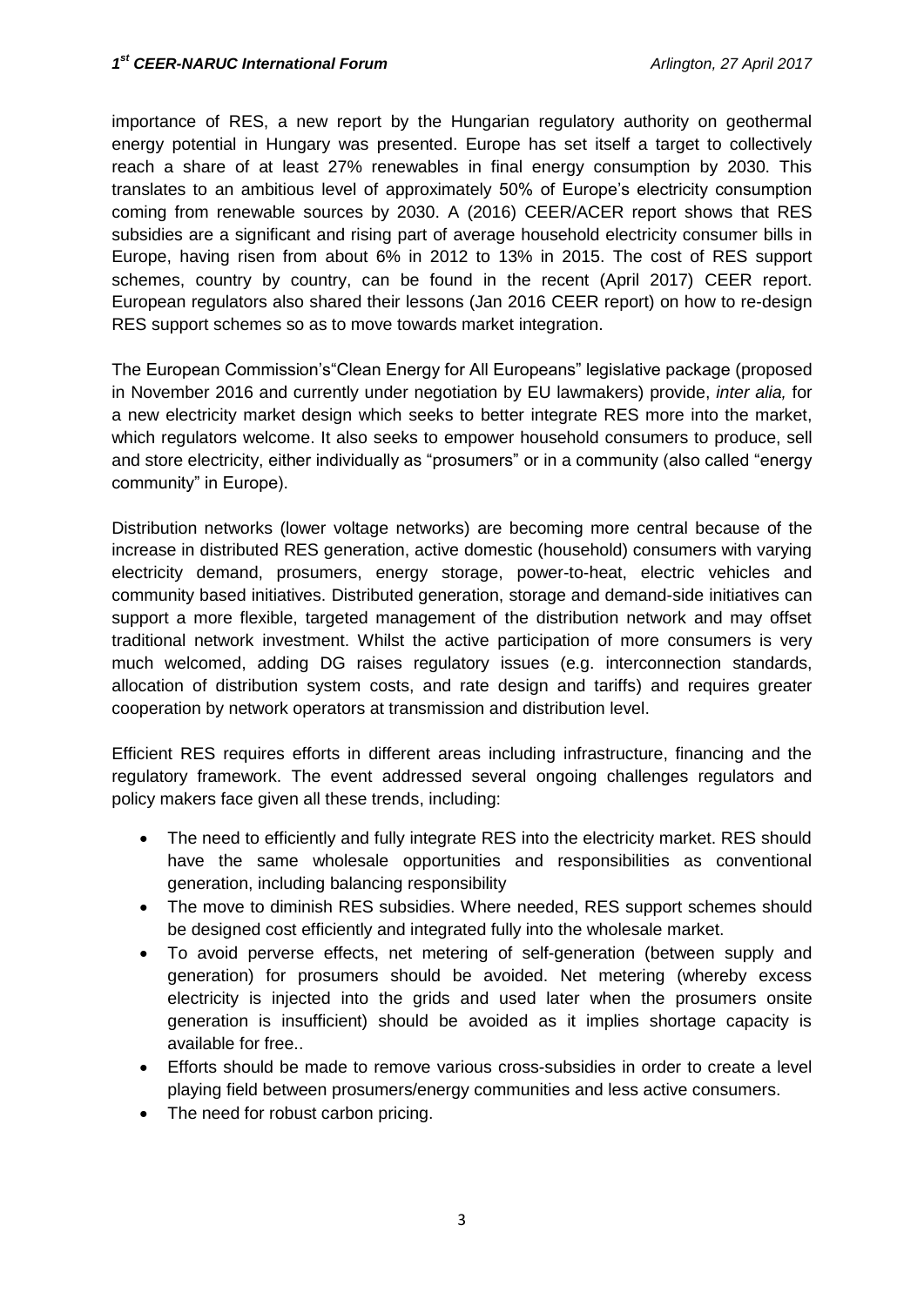importance of RES, a new report by the Hungarian regulatory authority on geothermal energy potential in Hungary was presented. Europe has set itself a target to collectively reach a share of at least 27% renewables in final energy consumption by 2030. This translates to an ambitious level of approximately 50% of Europe's electricity consumption coming from renewable sources by 2030. A (2016) CEER/ACER report shows that RES subsidies are a significant and rising part of average household electricity consumer bills in Europe, having risen from about 6% in 2012 to 13% in 2015. The cost of RES support schemes, country by country, can be found in the recent (April 2017) CEER report. European regulators also shared their lessons (Jan 2016 CEER report) on how to re-design RES support schemes so as to move towards market integration.

The European Commission's"Clean Energy for All Europeans" legislative package (proposed in November 2016 and currently under negotiation by EU lawmakers) provide, *inter alia,* for a new electricity market design which seeks to better integrate RES more into the market, which regulators welcome. It also seeks to empower household consumers to produce, sell and store electricity, either individually as "prosumers" or in a community (also called "energy community" in Europe).

Distribution networks (lower voltage networks) are becoming more central because of the increase in distributed RES generation, active domestic (household) consumers with varying electricity demand, prosumers, energy storage, power-to-heat, electric vehicles and community based initiatives. Distributed generation, storage and demand-side initiatives can support a more flexible, targeted management of the distribution network and may offset traditional network investment. Whilst the active participation of more consumers is very much welcomed, adding DG raises regulatory issues (e.g. interconnection standards, allocation of distribution system costs, and rate design and tariffs) and requires greater cooperation by network operators at transmission and distribution level.

Efficient RES requires efforts in different areas including infrastructure, financing and the regulatory framework. The event addressed several ongoing challenges regulators and policy makers face given all these trends, including:

- The need to efficiently and fully integrate RES into the electricity market. RES should have the same wholesale opportunities and responsibilities as conventional generation, including balancing responsibility
- The move to diminish RES subsidies. Where needed, RES support schemes should be designed cost efficiently and integrated fully into the wholesale market.
- To avoid perverse effects, net metering of self-generation (between supply and generation) for prosumers should be avoided. Net metering (whereby excess electricity is injected into the grids and used later when the prosumers onsite generation is insufficient) should be avoided as it implies shortage capacity is available for free..
- Efforts should be made to remove various cross-subsidies in order to create a level playing field between prosumers/energy communities and less active consumers.
- The need for robust carbon pricing.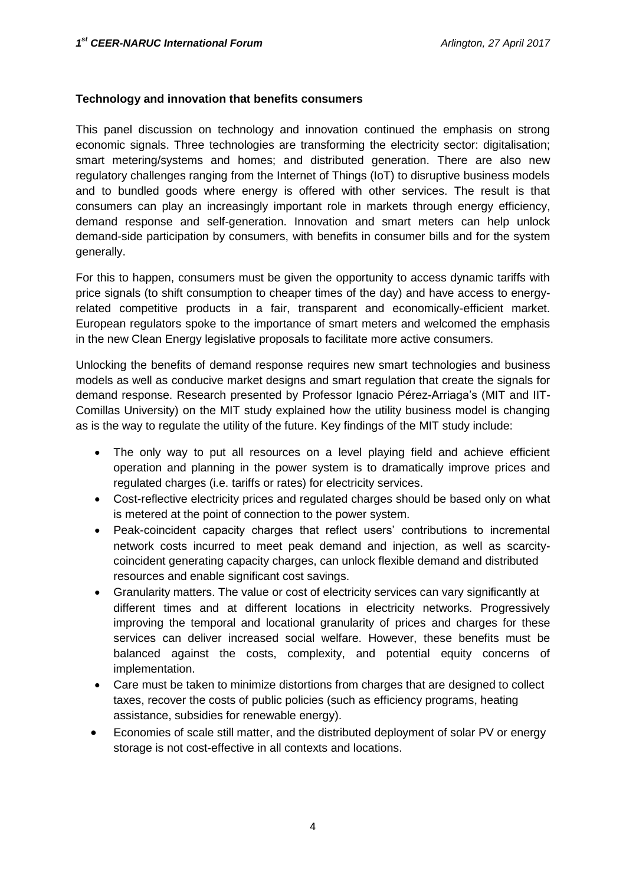**Technology and innovation that benefits consumers**

This panel discussion on technology and innovation continued the emphasis on strong economic signals. Three technologies are transforming the electricity sector: digitalisation; smart metering/systems and homes; and distributed generation. There are also new regulatory challenges ranging from the Internet of Things (IoT) to disruptive business models and to bundled goods where energy is offered with other services. The result is that consumers can play an increasingly important role in markets through energy efficiency, demand response and self-generation. Innovation and smart meters can help unlock demand-side participation by consumers, with benefits in consumer bills and for the system generally.

For this to happen, consumers must be given the opportunity to access dynamic tariffs with price signals (to shift consumption to cheaper times of the day) and have access to energy-related competitive products in a fair, transparent and economically-efficient market. European regulators spoke to the importance of smart meters and welcomed the emphasis in the new Clean Energy legislative proposals to facilitate more active consumers.

Unlocking the benefits of demand response requires new smart technologies and business models as well as conducive market designs and smart regulation that create the signals for demand response. Research presented by Professor Ignacio Pérez-Arriaga's (MIT and IIT-Comillas University) on the MIT study explained how the utility business model is changing as is the way to regulate the utility of the future. Key findings of the MIT study include:

- The only way to put all resources on a level playing field and achieve efficient operation and planning in the power system is to dramatically improve prices and regulated charges (i.e. tariffs or rates) for electricity services.
- Cost-reflective electricity prices and regulated charges should be based only on what is metered at the point of connection to the power system.
- Peak-coincident capacity charges that reflect users' contributions to incremental network costs incurred to meet peak demand and injection, as well as scarcity-coincident generating capacity charges, can unlock flexible demand and distributed resources and enable significant cost savings.
- Granularity matters. The value or cost of electricity services can vary significantly at different times and at different locations in electricity networks. Progressively improving the temporal and locational granularity of prices and charges for these services can deliver increased social welfare. However, these benefits must be balanced against the costs, complexity, and potential equity concerns of implementation.
- Care must be taken to minimize distortions from charges that are designed to collect taxes, recover the costs of public policies (such as efficiency programs, heating assistance, subsidies for renewable energy).
- Economies of scale still matter, and the distributed deployment of solar PV or energy storage is not cost-effective in all contexts and locations.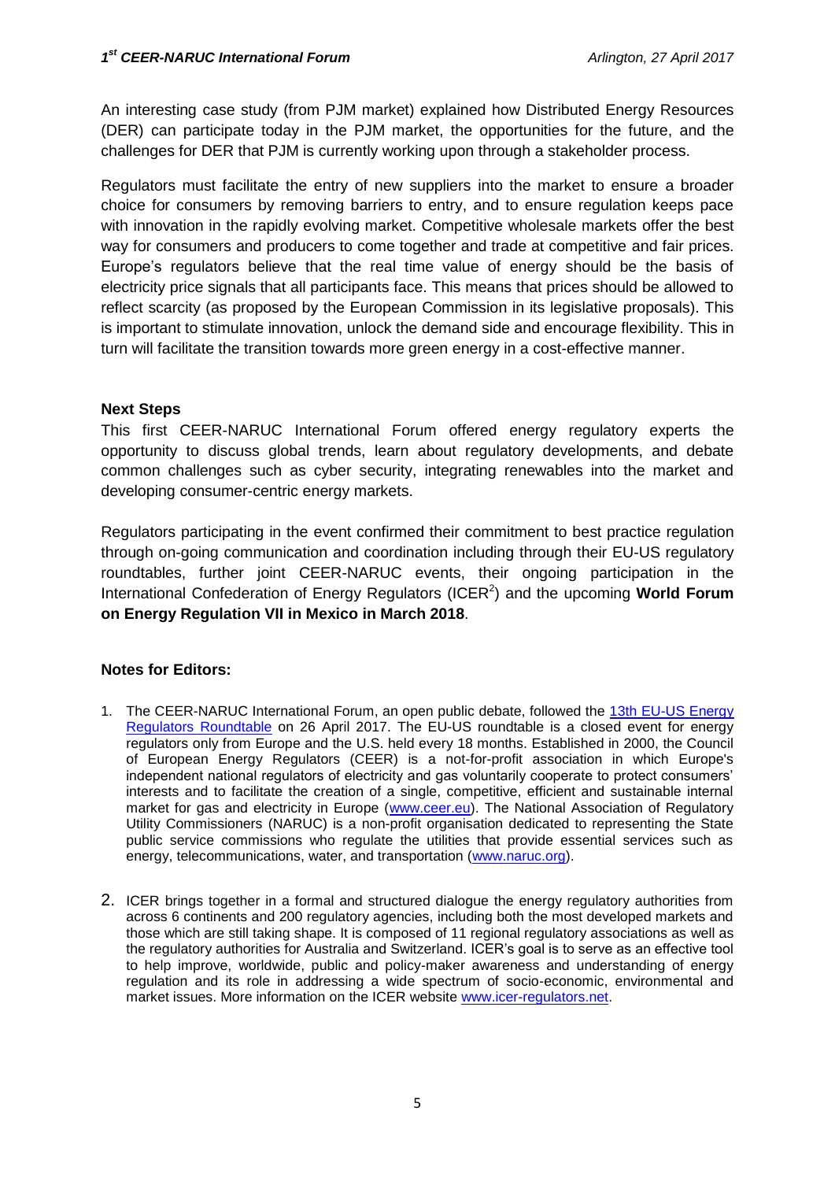An interesting case study (from PJM market) explained how Distributed Energy Resources (DER) can participate today in the PJM market, the opportunities for the future, and the challenges for DER that PJM is currently working upon through a stakeholder process.

Regulators must facilitate the entry of new suppliers into the market to ensure a broader choice for consumers by removing barriers to entry, and to ensure regulation keeps pace with innovation in the rapidly evolving market. Competitive wholesale markets offer the best way for consumers and producers to come together and trade at competitive and fair prices. Europe's regulators believe that the real time value of energy should be the basis of electricity price signals that all participants face. This means that prices should be allowed to reflect scarcity (as proposed by the European Commission in its legislative proposals). This is important to stimulate innovation, unlock the demand side and encourage flexibility. This in turn will facilitate the transition towards more green energy in a cost-effective manner.

## Next Steps

This first CEER-NARUC International Forum offered energy regulatory experts the opportunity to discuss global trends, learn about regulatory developments, and debate common challenges such as cyber security, integrating renewables into the market and developing consumer-centric energy markets.

Regulators participating in the event confirmed their commitment to best practice regulation through on-going communication and coordination including through their EU-US regulatory roundtables, further joint CEER-NARUC events, their ongoing participation in the International Confederation of Energy Regulators (ICER[2]) and the upcoming **World Forum on Energy Regulation VII in Mexico in March 2018**.

## Notes for Editors:

1. The CEER-NARUC International Forum, an open public debate, followed the 13th EU-US Energy Regulators Roundtable on 26 April 2017. The EU-US roundtable is a closed event for energy regulators only from Europe and the U.S. held every 18 months. Established in 2000, the Council of European Energy Regulators (CEER) is a not-for-profit association in which Europe's independent national regulators of electricity and gas voluntarily cooperate to protect consumers' interests and to facilitate the creation of a single, competitive, efficient and sustainable internal market for gas and electricity in Europe (www.ceer.eu). The National Association of Regulatory Utility Commissioners (NARUC) is a non-profit organisation dedicated to representing the State public service commissions who regulate the utilities that provide essential services such as energy, telecommunications, water, and transportation (www.naruc.org).

2. ICER brings together in a formal and structured dialogue the energy regulatory authorities from across 6 continents and 200 regulatory agencies, including both the most developed markets and those which are still taking shape. It is composed of 11 regional regulatory associations as well as the regulatory authorities for Australia and Switzerland. ICER's goal is to serve as an effective tool to help improve, worldwide, public and policy-maker awareness and understanding of energy regulation and its role in addressing a wide spectrum of socio-economic, environmental and market issues. More information on the ICER website www.icer-regulators.net.